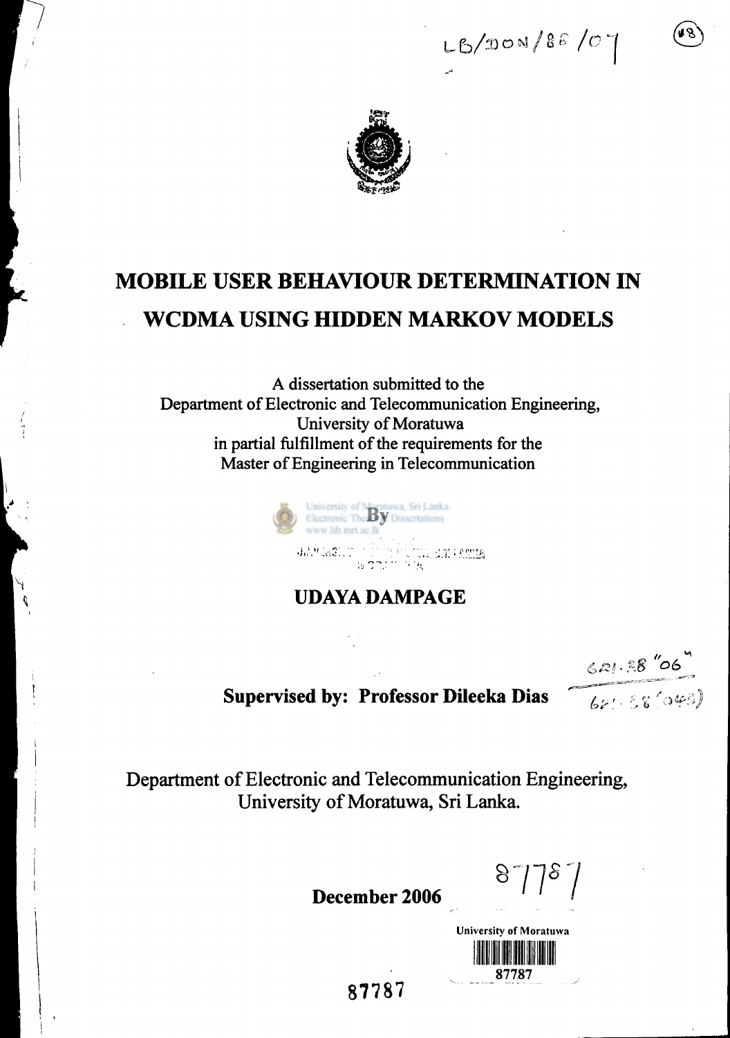LB/DON/86/07

# MOBILE USER BEHAVIOUR DETERMINATION IN WCDMA USING HIDDEN MARKOV MODELS

A dissertation submitted to the
Department of Electronic and Telecommunication Engineering,
University of Moratuwa
in partial fulfillment of the requirements for the
Master of Engineering in Telecommunication

By

## UDAYA DAMPAGE

**Supervised by: Professor Dileeka Dias**

621.38 "06"

621.38 (043)

Department of Electronic and Telecommunication Engineering,
University of Moratuwa, Sri Lanka.

**December 2006**

87787

University of Moratuwa

87787

87787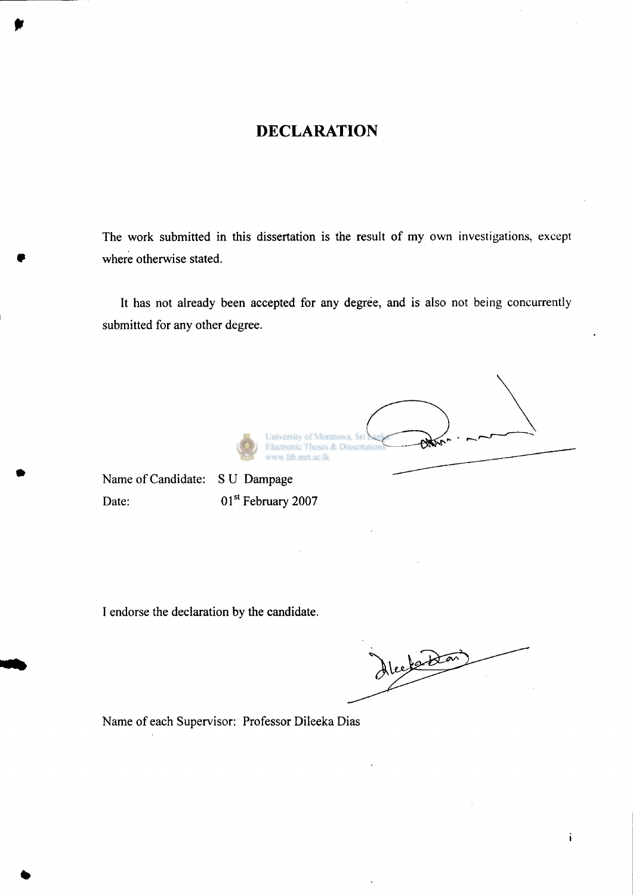# DECLARATION

The work submitted in this dissertation is the result of my own investigations, except where otherwise stated.

It has not already been accepted for any degree, and is also not being concurrently submitted for any other degree.

Name of Candidate: S U Dampage

Date: 01st February 2007

I endorse the declaration by the candidate.

Name of each Supervisor: Professor Dileeka Dias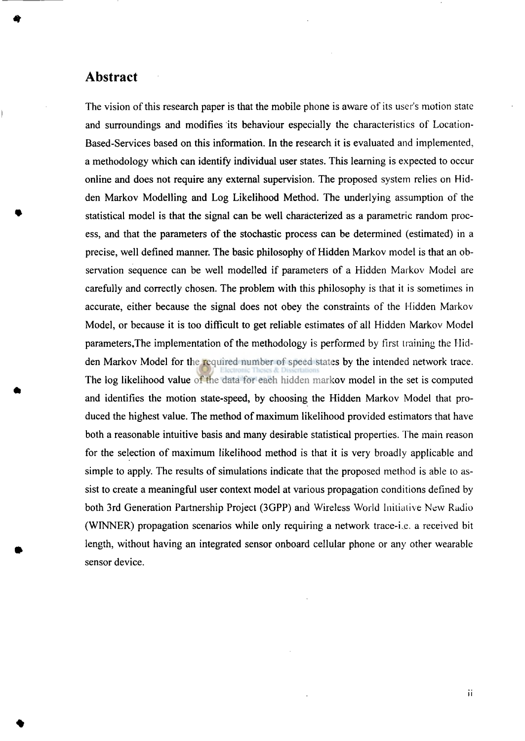## Abstract

The vision of this research paper is that the mobile phone is aware of its user's motion state and surroundings and modifies its behaviour especially the characteristics of Location-Based-Services based on this information. In the research it is evaluated and implemented, a methodology which can identify individual user states. This learning is expected to occur online and does not require any external supervision. The proposed system relies on Hidden Markov Modelling and Log Likelihood Method. The underlying assumption of the statistical model is that the signal can be well characterized as a parametric random process, and that the parameters of the stochastic process can be determined (estimated) in a precise, well defined manner. The basic philosophy of Hidden Markov model is that an observation sequence can be well modelled if parameters of a Hidden Markov Model are carefully and correctly chosen. The problem with this philosophy is that it is sometimes in accurate, either because the signal does not obey the constraints of the Hidden Markov Model, or because it is too difficult to get reliable estimates of all Hidden Markov Model parameters.The implementation of the methodology is performed by first training the Hidden Markov Model for the required number of speed states by the intended network trace. The log likelihood value of the data for each hidden markov model in the set is computed and identifies the motion state-speed, by choosing the Hidden Markov Model that produced the highest value. The method of maximum likelihood provided estimators that have both a reasonable intuitive basis and many desirable statistical properties. The main reason for the selection of maximum likelihood method is that it is very broadly applicable and simple to apply. The results of simulations indicate that the proposed method is able to assist to create a meaningful user context model at various propagation conditions defined by both 3rd Generation Partnership Project (3GPP) and Wireless World Initiative New Radio (WINNER) propagation scenarios while only requiring a network trace-i.e. a received bit length, without having an integrated sensor onboard cellular phone or any other wearable sensor device.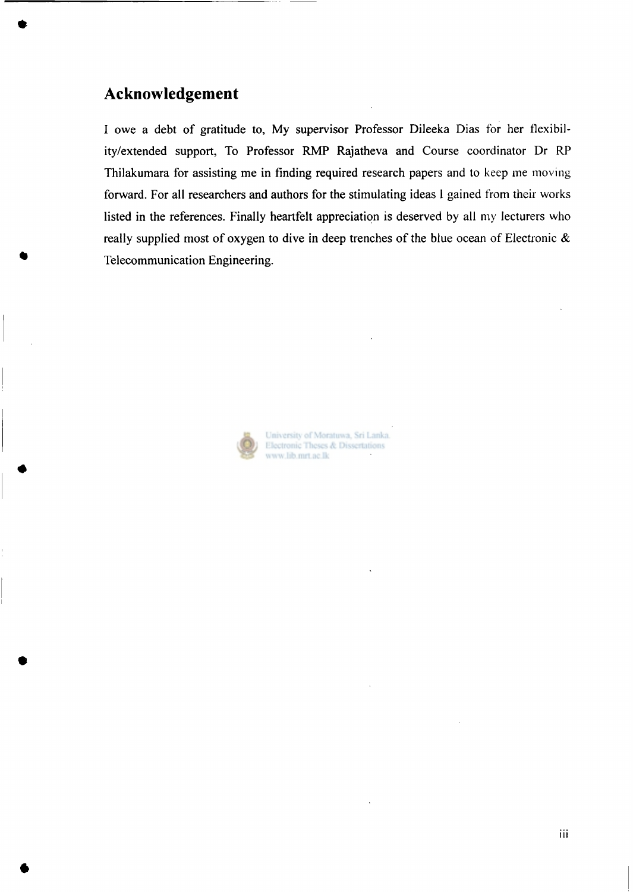## Acknowledgement

I owe a debt of gratitude to, My supervisor Professor Dileeka Dias for her flexibility/extended support, To Professor RMP Rajatheva and Course coordinator Dr RP Thilakumara for assisting me in finding required research papers and to keep me moving forward. For all researchers and authors for the stimulating ideas I gained from their works listed in the references. Finally heartfelt appreciation is deserved by all my lecturers who really supplied most of oxygen to dive in deep trenches of the blue ocean of Electronic & Telecommunication Engineering.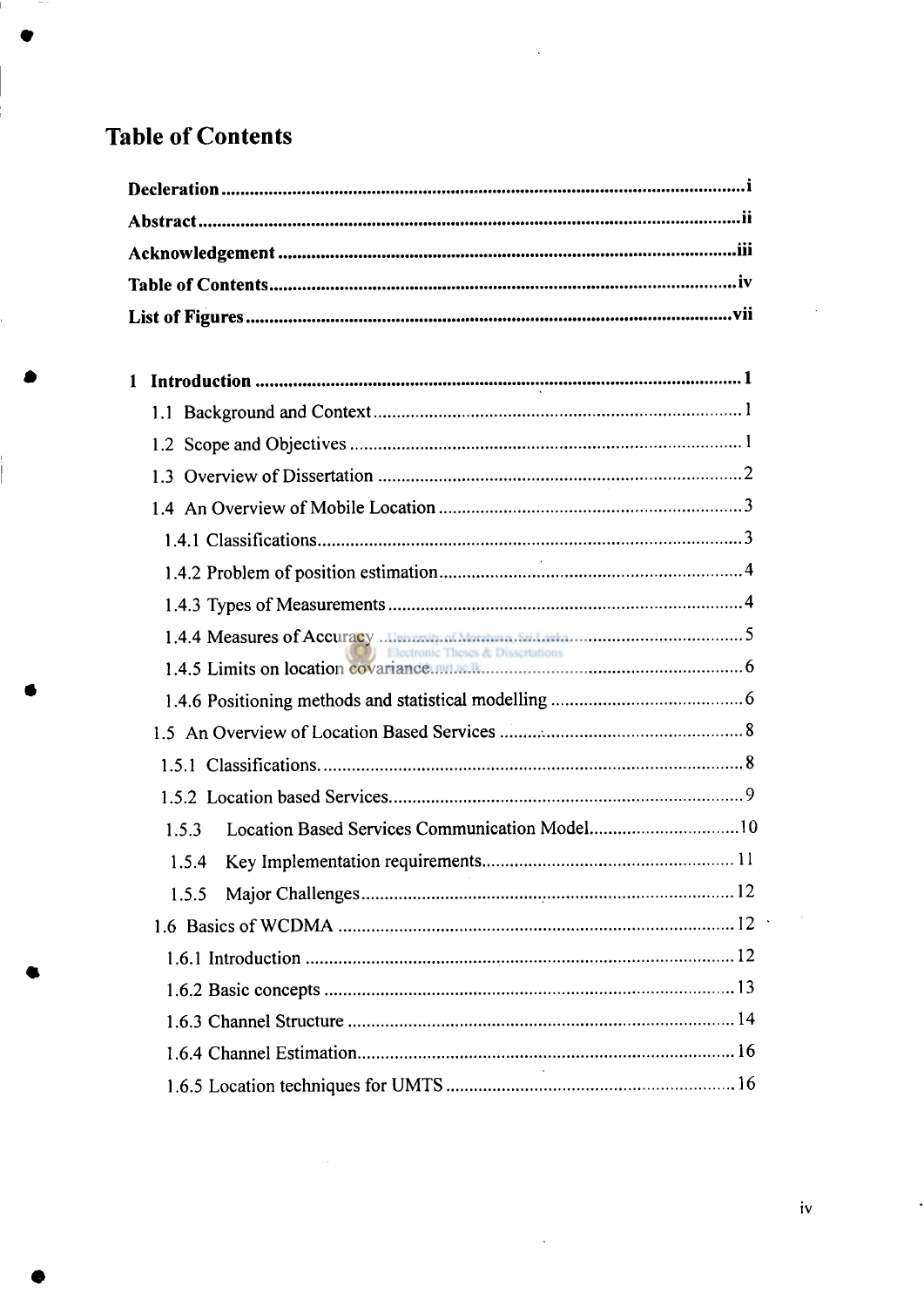# Table of Contents

**Decleration** ........................................................................................................ **i**

**Abstract** ........................................................................................................... **ii**

**Acknowledgement** ........................................................................................... **iii**

**Table of Contents** ............................................................................................ **iv**

**List of Figures** ................................................................................................. **vii**

**1 Introduction** .................................................................................................. **1**

1.1 Background and Context ............................................................................... 1

1.2 Scope and Objectives .................................................................................... 1

1.3 Overview of Dissertation .............................................................................. 2

1.4 An Overview of Mobile Location .................................................................. 3

1.4.1 Classifications ........................................................................................... 3

1.4.2 Problem of position estimation ................................................................. 4

1.4.3 Types of Measurements ............................................................................ 4

1.4.4 Measures of Accuracy ............................................................................... 5

1.4.5 Limits on location covariance ................................................................... 6

1.4.6 Positioning methods and statistical modelling .......................................... 6

1.5 An Overview of Location Based Services ..................................................... 8

1.5.1 Classifications ........................................................................................... 8

1.5.2 Location based Services ............................................................................ 9

1.5.3 Location Based Services Communication Model .................................... 10

1.5.4 Key Implementation requirements ........................................................... 11

1.5.5 Major Challenges ...................................................................................... 12

1.6 Basics of WCDMA ......................................................................................... 12

1.6.1 Introduction ............................................................................................... 12

1.6.2 Basic concepts ........................................................................................... 13

1.6.3 Channel Structure ...................................................................................... 14

1.6.4 Channel Estimation .................................................................................... 16

1.6.5 Location techniques for UMTS ................................................................. 16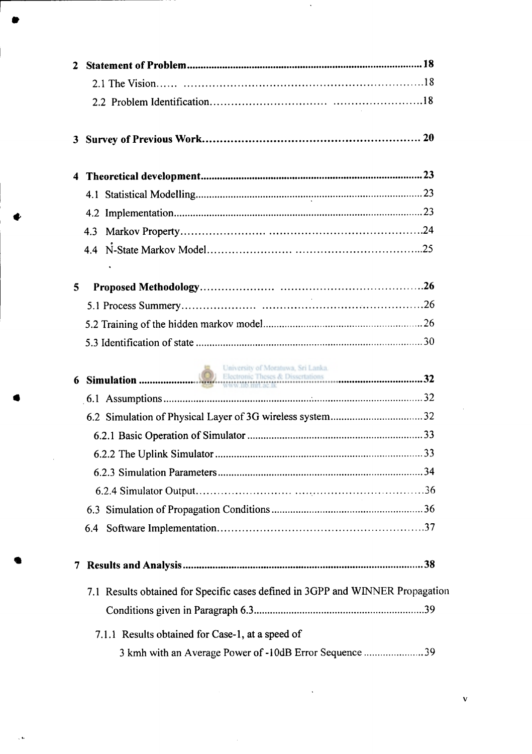**2 Statement of Problem** .......... 18

- 2.1 The Vision .......... 18
- 2.2 Problem Identification .......... 18

**3 Survey of Previous Work** .......... 20

**4 Theoretical development** .......... 23

- 4.1 Statistical Modelling .......... 23
- 4.2 Implementation .......... 23
- 4.3 Markov Property .......... 24
- 4.4 N-State Markov Model .......... 25

**5 Proposed Methodology** .......... 26

- 5.1 Process Summery .......... 26
- 5.2 Training of the hidden markov model .......... 26
- 5.3 Identification of state .......... 30

**6 Simulation** .......... 32

- 6.1 Assumptions .......... 32
- 6.2 Simulation of Physical Layer of 3G wireless system .......... 32
  - 6.2.1 Basic Operation of Simulator .......... 33
  - 6.2.2 The Uplink Simulator .......... 33
  - 6.2.3 Simulation Parameters .......... 34
  - 6.2.4 Simulator Output .......... 36
- 6.3 Simulation of Propagation Conditions .......... 36
- 6.4 Software Implementation .......... 37

**7 Results and Analysis** .......... 38

- 7.1 Results obtained for Specific cases defined in 3GPP and WINNER Propagation Conditions given in Paragraph 6.3 .......... 39
  - 7.1.1 Results obtained for Case-1, at a speed of 3 kmh with an Average Power of -10dB Error Sequence .......... 39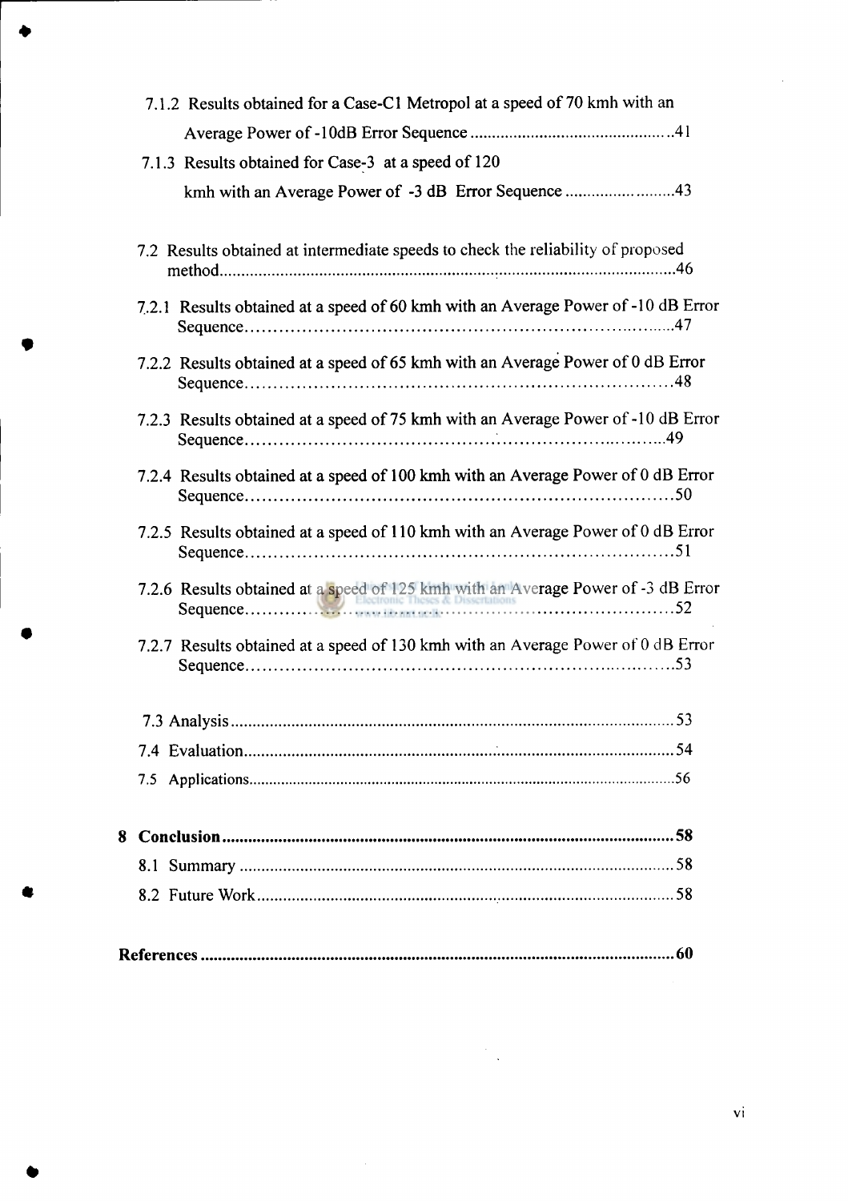7.1.2 Results obtained for a Case-C1 Metropol at a speed of 70 kmh with an Average Power of -10dB Error Sequence ..............................................41

7.1.3 Results obtained for Case-3 at a speed of 120 kmh with an Average Power of -3 dB Error Sequence ..........................43

7.2 Results obtained at intermediate speeds to check the reliability of proposed method.........................................................................................................46

7.2.1 Results obtained at a speed of 60 kmh with an Average Power of -10 dB Error Sequence......................................................................................47

7.2.2 Results obtained at a speed of 65 kmh with an Average Power of 0 dB Error Sequence......................................................................................48

7.2.3 Results obtained at a speed of 75 kmh with an Average Power of -10 dB Error Sequence......................................................................................49

7.2.4 Results obtained at a speed of 100 kmh with an Average Power of 0 dB Error Sequence......................................................................................50

7.2.5 Results obtained at a speed of 110 kmh with an Average Power of 0 dB Error Sequence......................................................................................51

7.2.6 Results obtained at a speed of 125 kmh with an Average Power of -3 dB Error Sequence......................................................................................52

7.2.7 Results obtained at a speed of 130 kmh with an Average Power of 0 dB Error Sequence......................................................................................53

7.3 Analysis.......................................................................................................53

7.4 Evaluation....................................................................................................54

7.5 Applications.................................................................................................56

**8 Conclusion.......................................................................................................58**

8.1 Summary.....................................................................................................58

8.2 Future Work.................................................................................................58

**References.........................................................................................................60**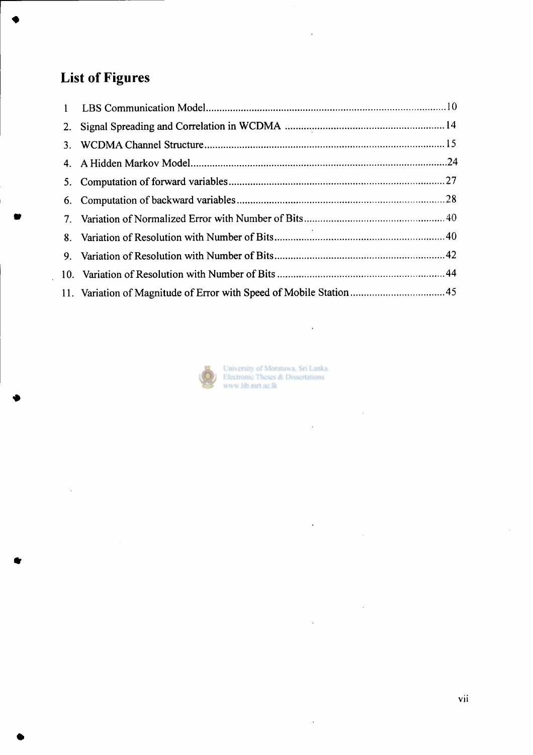## List of Figures

1 LBS Communication Model.........................................................................................10
2. Signal Spreading and Correlation in WCDMA ...........................................................14
3. WCDMA Channel Structure........................................................................................15
4. A Hidden Markov Model..............................................................................................24
5. Computation of forward variables................................................................................27
6. Computation of backward variables.............................................................................28
7. Variation of Normalized Error with Number of Bits....................................................40
8. Variation of Resolution with Number of Bits...............................................................40
9. Variation of Resolution with Number of Bits...............................................................42
10. Variation of Resolution with Number of Bits.............................................................44
11. Variation of Magnitude of Error with Speed of Mobile Station...................................45

University of Moratuwa, Sri Lanka.
Electronic Theses & Dissertations
www.lib.mrt.ac.lk